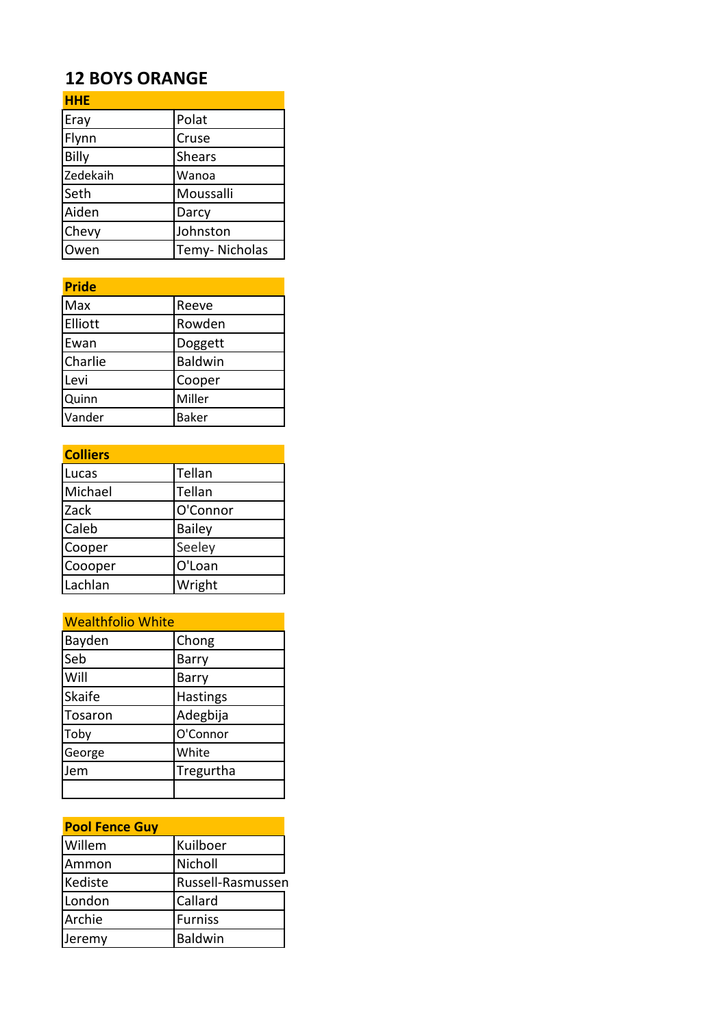# 12 BOYS ORANGE

| HHE | |
|---|---|
| Eray | Polat |
| Flynn | Cruse |
| Billy | Shears |
| Zedekaih | Wanoa |
| Seth | Moussalli |
| Aiden | Darcy |
| Chevy | Johnston |
| Owen | Temy- Nicholas |

| Pride | |
|---|---|
| Max | Reeve |
| Elliott | Rowden |
| Ewan | Doggett |
| Charlie | Baldwin |
| Levi | Cooper |
| Quinn | Miller |
| Vander | Baker |

| Colliers | |
|---|---|
| Lucas | Tellan |
| Michael | Tellan |
| Zack | O'Connor |
| Caleb | Bailey |
| Cooper | Seeley |
| Coooper | O'Loan |
| Lachlan | Wright |

| Wealthfolio White | |
|---|---|
| Bayden | Chong |
| Seb | Barry |
| Will | Barry |
| Skaife | Hastings |
| Tosaron | Adegbija |
| Toby | O'Connor |
| George | White |
| Jem | Tregurtha |
| | |

| Pool Fence Guy | |
|---|---|
| Willem | Kuilboer |
| Ammon | Nicholl |
| Kediste | Russell-Rasmussen |
| London | Callard |
| Archie | Furniss |
| Jeremy | Baldwin |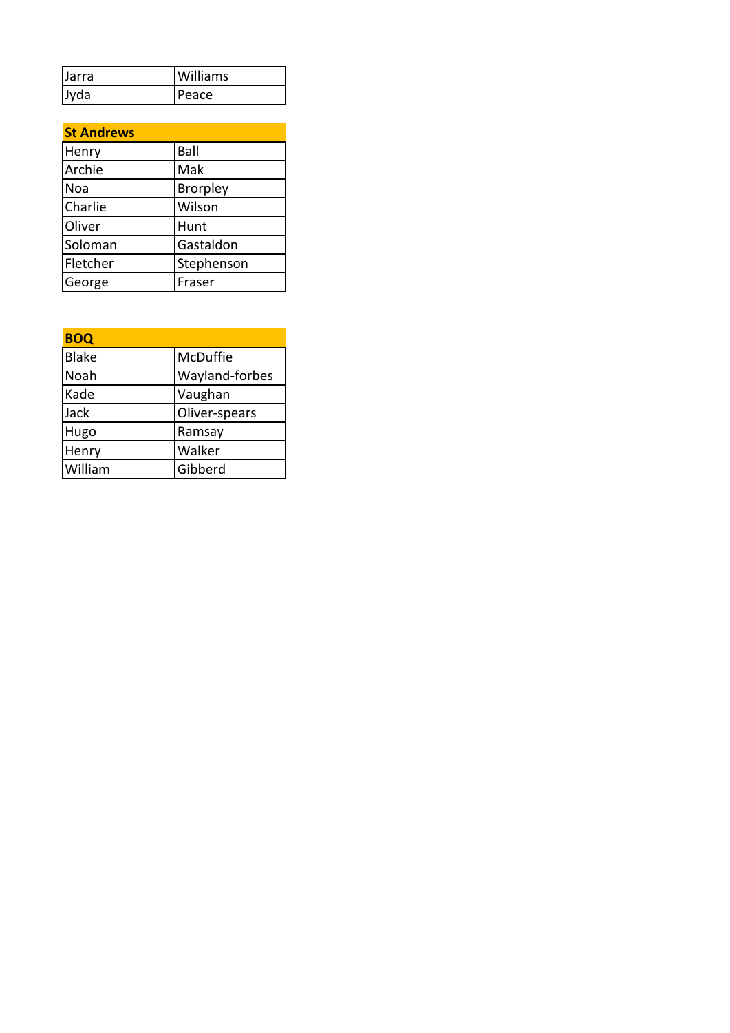| Jarra | Williams |
| --- | --- |
| Jyda | Peace |

| **St Andrews** | |
| --- | --- |
| Henry | Ball |
| Archie | Mak |
| Noa | Brorpley |
| Charlie | Wilson |
| Oliver | Hunt |
| Soloman | Gastaldon |
| Fletcher | Stephenson |
| George | Fraser |

| **BOQ** | |
| --- | --- |
| Blake | McDuffie |
| Noah | Wayland-forbes |
| Kade | Vaughan |
| Jack | Oliver-spears |
| Hugo | Ramsay |
| Henry | Walker |
| William | Gibberd |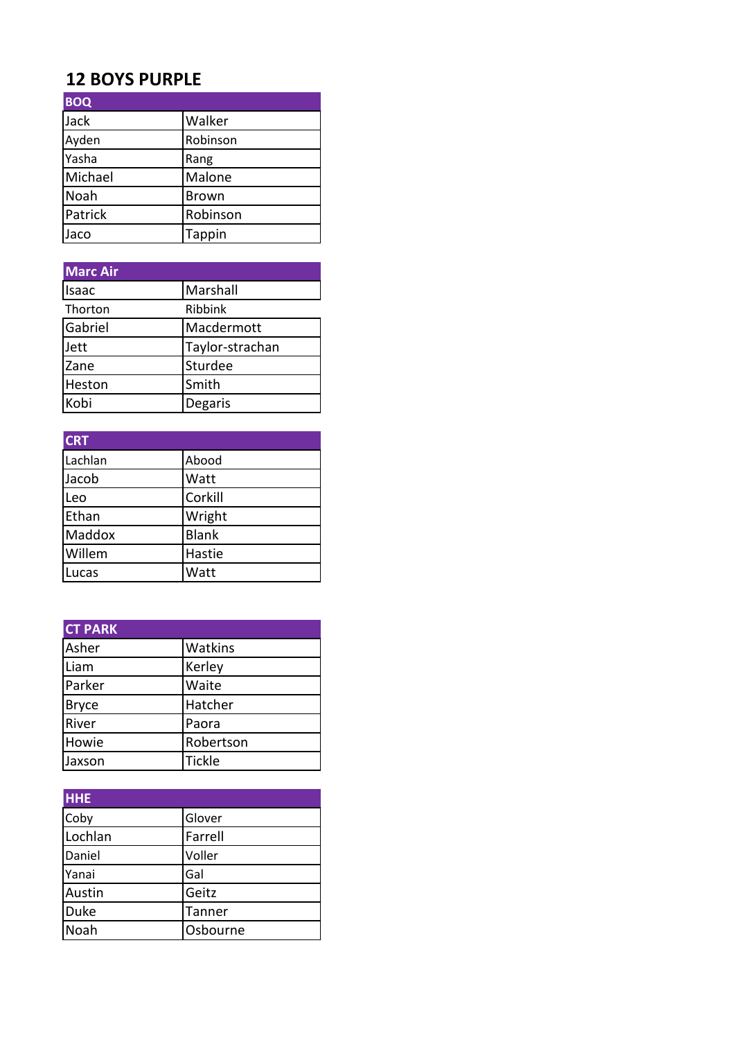# 12 BOYS PURPLE

| BOQ | |
|---|---|
| Jack | Walker |
| Ayden | Robinson |
| Yasha | Rang |
| Michael | Malone |
| Noah | Brown |
| Patrick | Robinson |
| Jaco | Tappin |

| Marc Air | |
|---|---|
| Isaac | Marshall |
| Thorton | Ribbink |
| Gabriel | Macdermott |
| Jett | Taylor-strachan |
| Zane | Sturdee |
| Heston | Smith |
| Kobi | Degaris |

| CRT | |
|---|---|
| Lachlan | Abood |
| Jacob | Watt |
| Leo | Corkill |
| Ethan | Wright |
| Maddox | Blank |
| Willem | Hastie |
| Lucas | Watt |

| CT PARK | |
|---|---|
| Asher | Watkins |
| Liam | Kerley |
| Parker | Waite |
| Bryce | Hatcher |
| River | Paora |
| Howie | Robertson |
| Jaxson | Tickle |

| HHE | |
|---|---|
| Coby | Glover |
| Lochlan | Farrell |
| Daniel | Voller |
| Yanai | Gal |
| Austin | Geitz |
| Duke | Tanner |
| Noah | Osbourne |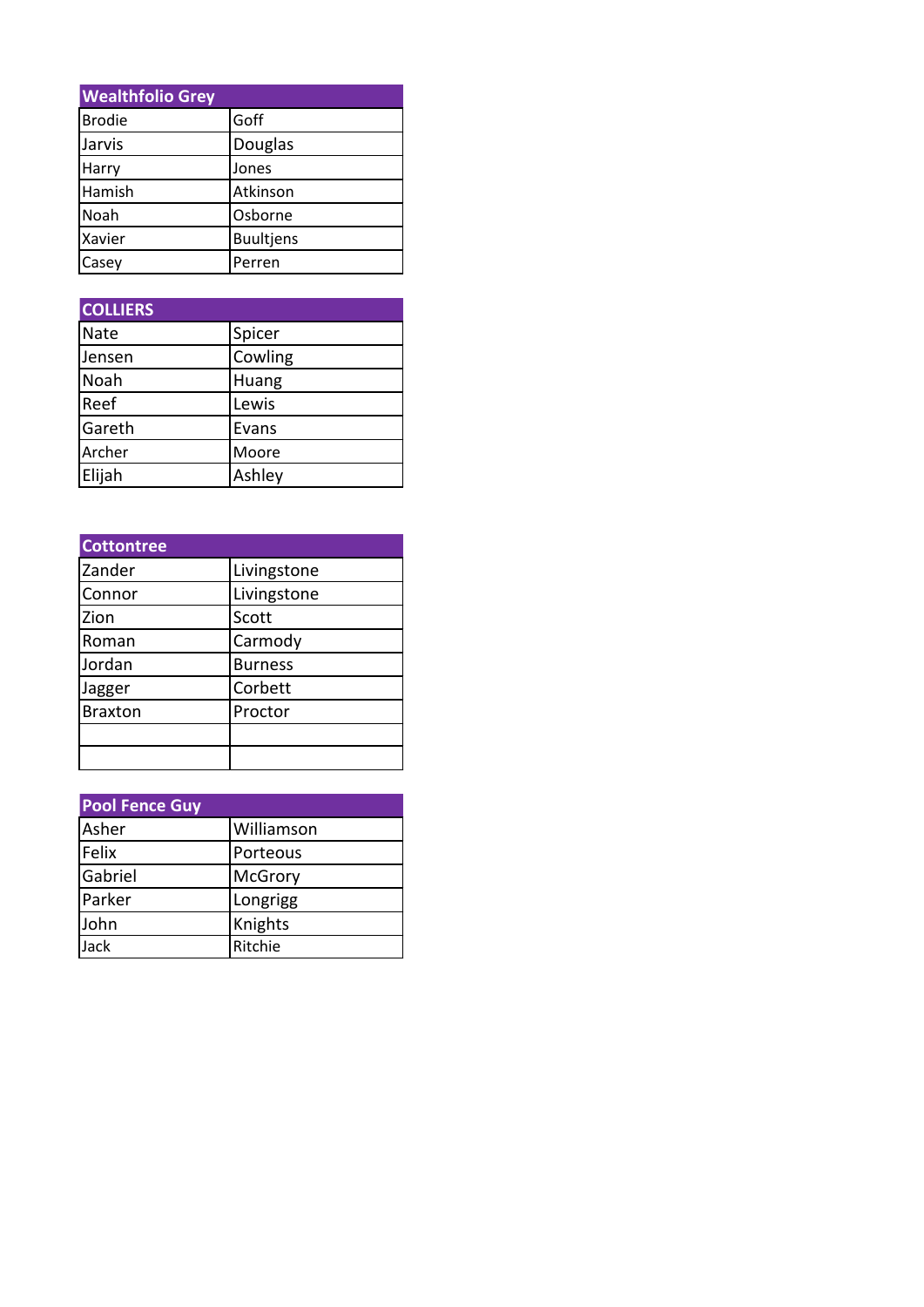| Wealthfolio Grey | |
|---|---|
| Brodie | Goff |
| Jarvis | Douglas |
| Harry | Jones |
| Hamish | Atkinson |
| Noah | Osborne |
| Xavier | Buultjens |
| Casey | Perren |

| COLLIERS | |
|---|---|
| Nate | Spicer |
| Jensen | Cowling |
| Noah | Huang |
| Reef | Lewis |
| Gareth | Evans |
| Archer | Moore |
| Elijah | Ashley |

| Cottontree | |
|---|---|
| Zander | Livingstone |
| Connor | Livingstone |
| Zion | Scott |
| Roman | Carmody |
| Jordan | Burness |
| Jagger | Corbett |
| Braxton | Proctor |
| | |
| | |

| Pool Fence Guy | |
|---|---|
| Asher | Williamson |
| Felix | Porteous |
| Gabriel | McGrory |
| Parker | Longrigg |
| John | Knights |
| Jack | Ritchie |